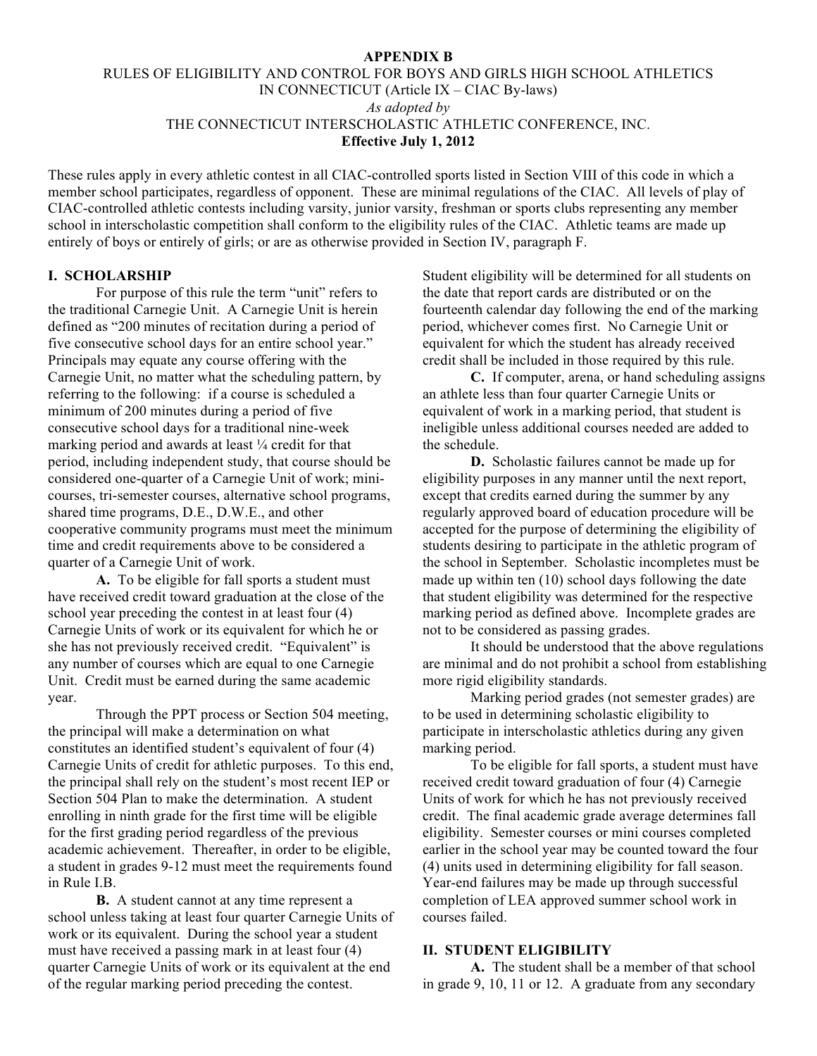**APPENDIX B**

RULES OF ELIGIBILITY AND CONTROL FOR BOYS AND GIRLS HIGH SCHOOL ATHLETICS IN CONNECTICUT (Article IX – CIAC By-laws)

*As adopted by*

THE CONNECTICUT INTERSCHOLASTIC ATHLETIC CONFERENCE, INC.

**Effective July 1, 2012**

These rules apply in every athletic contest in all CIAC-controlled sports listed in Section VIII of this code in which a member school participates, regardless of opponent. These are minimal regulations of the CIAC. All levels of play of CIAC-controlled athletic contests including varsity, junior varsity, freshman or sports clubs representing any member school in interscholastic competition shall conform to the eligibility rules of the CIAC. Athletic teams are made up entirely of boys or entirely of girls; or are as otherwise provided in Section IV, paragraph F.

## I. SCHOLARSHIP

For purpose of this rule the term "unit" refers to the traditional Carnegie Unit. A Carnegie Unit is herein defined as "200 minutes of recitation during a period of five consecutive school days for an entire school year." Principals may equate any course offering with the Carnegie Unit, no matter what the scheduling pattern, by referring to the following: if a course is scheduled a minimum of 200 minutes during a period of five consecutive school days for a traditional nine-week marking period and awards at least ¼ credit for that period, including independent study, that course should be considered one-quarter of a Carnegie Unit of work; mini-courses, tri-semester courses, alternative school programs, shared time programs, D.E., D.W.E., and other cooperative community programs must meet the minimum time and credit requirements above to be considered a quarter of a Carnegie Unit of work.

**A.** To be eligible for fall sports a student must have received credit toward graduation at the close of the school year preceding the contest in at least four (4) Carnegie Units of work or its equivalent for which he or she has not previously received credit. "Equivalent" is any number of courses which are equal to one Carnegie Unit. Credit must be earned during the same academic year.

Through the PPT process or Section 504 meeting, the principal will make a determination on what constitutes an identified student's equivalent of four (4) Carnegie Units of credit for athletic purposes. To this end, the principal shall rely on the student's most recent IEP or Section 504 Plan to make the determination. A student enrolling in ninth grade for the first time will be eligible for the first grading period regardless of the previous academic achievement. Thereafter, in order to be eligible, a student in grades 9-12 must meet the requirements found in Rule I.B.

**B.** A student cannot at any time represent a school unless taking at least four quarter Carnegie Units of work or its equivalent. During the school year a student must have received a passing mark in at least four (4) quarter Carnegie Units of work or its equivalent at the end of the regular marking period preceding the contest. Student eligibility will be determined for all students on the date that report cards are distributed or on the fourteenth calendar day following the end of the marking period, whichever comes first. No Carnegie Unit or equivalent for which the student has already received credit shall be included in those required by this rule.

**C.** If computer, arena, or hand scheduling assigns an athlete less than four quarter Carnegie Units or equivalent of work in a marking period, that student is ineligible unless additional courses needed are added to the schedule.

**D.** Scholastic failures cannot be made up for eligibility purposes in any manner until the next report, except that credits earned during the summer by any regularly approved board of education procedure will be accepted for the purpose of determining the eligibility of students desiring to participate in the athletic program of the school in September. Scholastic incompletes must be made up within ten (10) school days following the date that student eligibility was determined for the respective marking period as defined above. Incomplete grades are not to be considered as passing grades.

It should be understood that the above regulations are minimal and do not prohibit a school from establishing more rigid eligibility standards.

Marking period grades (not semester grades) are to be used in determining scholastic eligibility to participate in interscholastic athletics during any given marking period.

To be eligible for fall sports, a student must have received credit toward graduation of four (4) Carnegie Units of work for which he has not previously received credit. The final academic grade average determines fall eligibility. Semester courses or mini courses completed earlier in the school year may be counted toward the four (4) units used in determining eligibility for fall season. Year-end failures may be made up through successful completion of LEA approved summer school work in courses failed.

## II. STUDENT ELIGIBILITY

**A.** The student shall be a member of that school in grade 9, 10, 11 or 12. A graduate from any secondary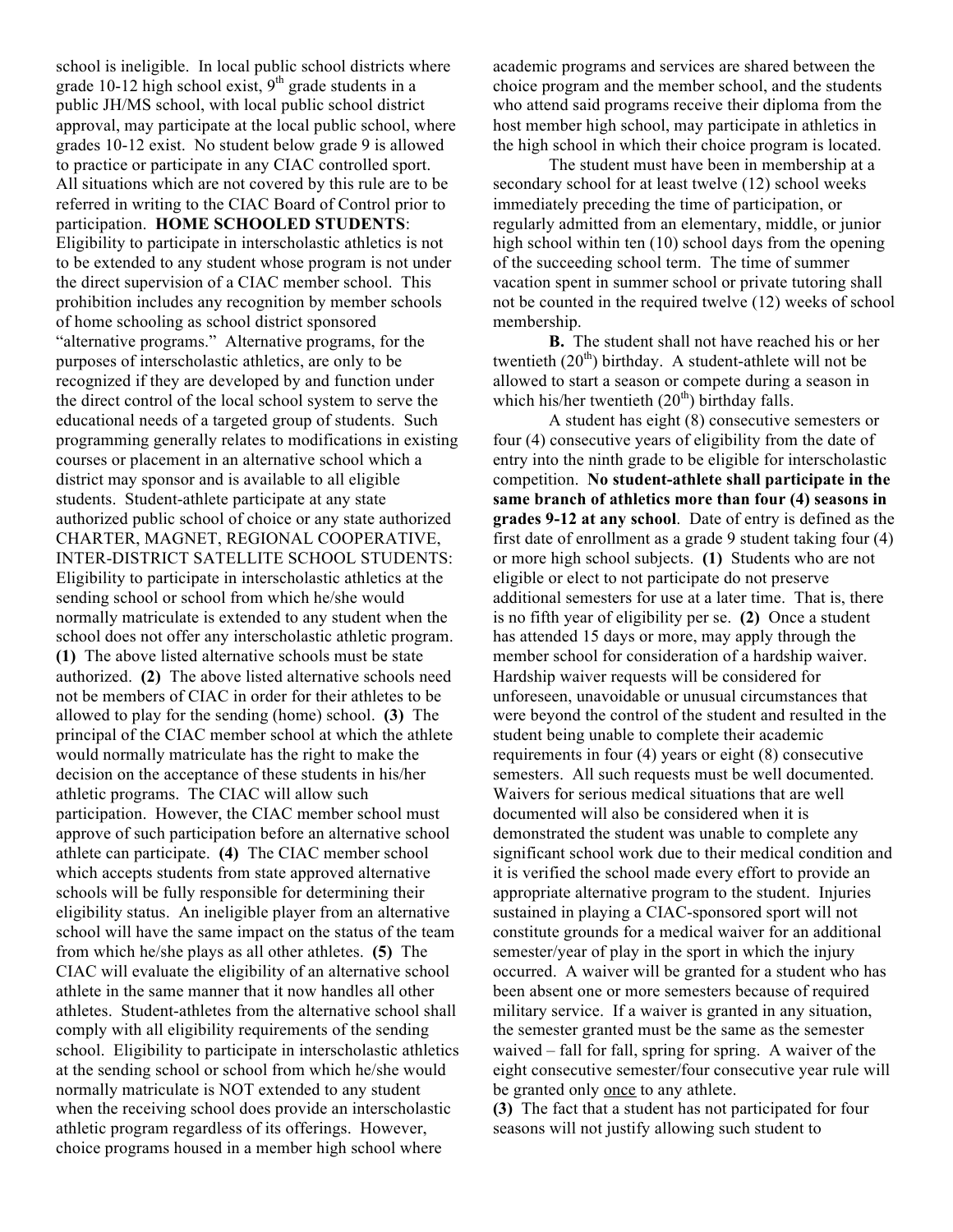school is ineligible. In local public school districts where grade 10-12 high school exist, 9th grade students in a public JH/MS school, with local public school district approval, may participate at the local public school, where grades 10-12 exist. No student below grade 9 is allowed to practice or participate in any CIAC controlled sport. All situations which are not covered by this rule are to be referred in writing to the CIAC Board of Control prior to participation. **HOME SCHOOLED STUDENTS**: Eligibility to participate in interscholastic athletics is not to be extended to any student whose program is not under the direct supervision of a CIAC member school. This prohibition includes any recognition by member schools of home schooling as school district sponsored "alternative programs." Alternative programs, for the purposes of interscholastic athletics, are only to be recognized if they are developed by and function under the direct control of the local school system to serve the educational needs of a targeted group of students. Such programming generally relates to modifications in existing courses or placement in an alternative school which a district may sponsor and is available to all eligible students. Student-athlete participate at any state authorized public school of choice or any state authorized CHARTER, MAGNET, REGIONAL COOPERATIVE, INTER-DISTRICT SATELLITE SCHOOL STUDENTS: Eligibility to participate in interscholastic athletics at the sending school or school from which he/she would normally matriculate is extended to any student when the school does not offer any interscholastic athletic program. **(1)** The above listed alternative schools must be state authorized. **(2)** The above listed alternative schools need not be members of CIAC in order for their athletes to be allowed to play for the sending (home) school. **(3)** The principal of the CIAC member school at which the athlete would normally matriculate has the right to make the decision on the acceptance of these students in his/her athletic programs. The CIAC will allow such participation. However, the CIAC member school must approve of such participation before an alternative school athlete can participate. **(4)** The CIAC member school which accepts students from state approved alternative schools will be fully responsible for determining their eligibility status. An ineligible player from an alternative school will have the same impact on the status of the team from which he/she plays as all other athletes. **(5)** The CIAC will evaluate the eligibility of an alternative school athlete in the same manner that it now handles all other athletes. Student-athletes from the alternative school shall comply with all eligibility requirements of the sending school. Eligibility to participate in interscholastic athletics at the sending school or school from which he/she would normally matriculate is NOT extended to any student when the receiving school does provide an interscholastic athletic program regardless of its offerings. However, choice programs housed in a member high school where academic programs and services are shared between the choice program and the member school, and the students who attend said programs receive their diploma from the host member high school, may participate in athletics in the high school in which their choice program is located.

The student must have been in membership at a secondary school for at least twelve (12) school weeks immediately preceding the time of participation, or regularly admitted from an elementary, middle, or junior high school within ten (10) school days from the opening of the succeeding school term. The time of summer vacation spent in summer school or private tutoring shall not be counted in the required twelve (12) weeks of school membership.

**B.** The student shall not have reached his or her twentieth (20th) birthday. A student-athlete will not be allowed to start a season or compete during a season in which his/her twentieth (20th) birthday falls.

A student has eight (8) consecutive semesters or four (4) consecutive years of eligibility from the date of entry into the ninth grade to be eligible for interscholastic competition. **No student-athlete shall participate in the same branch of athletics more than four (4) seasons in grades 9-12 at any school**. Date of entry is defined as the first date of enrollment as a grade 9 student taking four (4) or more high school subjects. **(1)** Students who are not eligible or elect to not participate do not preserve additional semesters for use at a later time. That is, there is no fifth year of eligibility per se. **(2)** Once a student has attended 15 days or more, may apply through the member school for consideration of a hardship waiver. Hardship waiver requests will be considered for unforeseen, unavoidable or unusual circumstances that were beyond the control of the student and resulted in the student being unable to complete their academic requirements in four (4) years or eight (8) consecutive semesters. All such requests must be well documented. Waivers for serious medical situations that are well documented will also be considered when it is demonstrated the student was unable to complete any significant school work due to their medical condition and it is verified the school made every effort to provide an appropriate alternative program to the student. Injuries sustained in playing a CIAC-sponsored sport will not constitute grounds for a medical waiver for an additional semester/year of play in the sport in which the injury occurred. A waiver will be granted for a student who has been absent one or more semesters because of required military service. If a waiver is granted in any situation, the semester granted must be the same as the semester waived – fall for fall, spring for spring. A waiver of the eight consecutive semester/four consecutive year rule will be granted only <u>once</u> to any athlete.

**(3)** The fact that a student has not participated for four seasons will not justify allowing such student to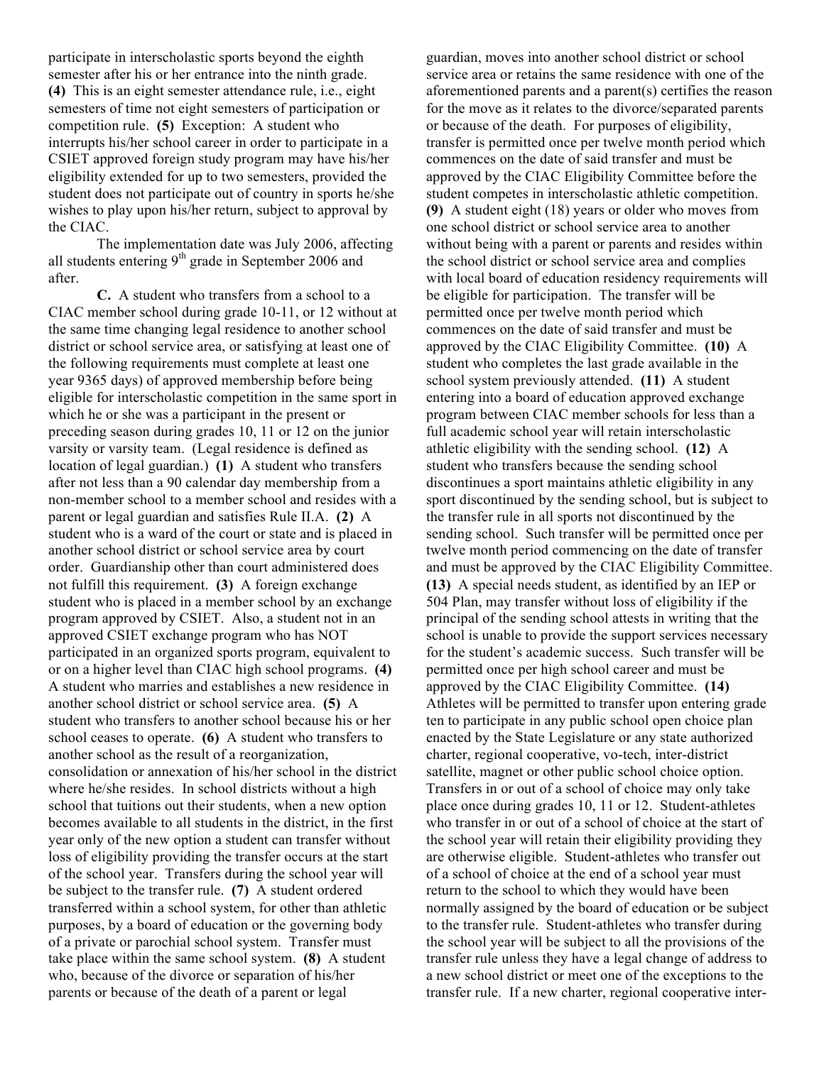participate in interscholastic sports beyond the eighth semester after his or her entrance into the ninth grade. **(4)** This is an eight semester attendance rule, i.e., eight semesters of time not eight semesters of participation or competition rule. **(5)** Exception: A student who interrupts his/her school career in order to participate in a CSIET approved foreign study program may have his/her eligibility extended for up to two semesters, provided the student does not participate out of country in sports he/she wishes to play upon his/her return, subject to approval by the CIAC.

The implementation date was July 2006, affecting all students entering 9th grade in September 2006 and after.

**C.** A student who transfers from a school to a CIAC member school during grade 10-11, or 12 without at the same time changing legal residence to another school district or school service area, or satisfying at least one of the following requirements must complete at least one year 9365 days) of approved membership before being eligible for interscholastic competition in the same sport in which he or she was a participant in the present or preceding season during grades 10, 11 or 12 on the junior varsity or varsity team. (Legal residence is defined as location of legal guardian.) **(1)** A student who transfers after not less than a 90 calendar day membership from a non-member school to a member school and resides with a parent or legal guardian and satisfies Rule II.A. **(2)** A student who is a ward of the court or state and is placed in another school district or school service area by court order. Guardianship other than court administered does not fulfill this requirement. **(3)** A foreign exchange student who is placed in a member school by an exchange program approved by CSIET. Also, a student not in an approved CSIET exchange program who has NOT participated in an organized sports program, equivalent to or on a higher level than CIAC high school programs. **(4)** A student who marries and establishes a new residence in another school district or school service area. **(5)** A student who transfers to another school because his or her school ceases to operate. **(6)** A student who transfers to another school as the result of a reorganization, consolidation or annexation of his/her school in the district where he/she resides. In school districts without a high school that tuitions out their students, when a new option becomes available to all students in the district, in the first year only of the new option a student can transfer without loss of eligibility providing the transfer occurs at the start of the school year. Transfers during the school year will be subject to the transfer rule. **(7)** A student ordered transferred within a school system, for other than athletic purposes, by a board of education or the governing body of a private or parochial school system. Transfer must take place within the same school system. **(8)** A student who, because of the divorce or separation of his/her parents or because of the death of a parent or legal guardian, moves into another school district or school service area or retains the same residence with one of the aforementioned parents and a parent(s) certifies the reason for the move as it relates to the divorce/separated parents or because of the death. For purposes of eligibility, transfer is permitted once per twelve month period which commences on the date of said transfer and must be approved by the CIAC Eligibility Committee before the student competes in interscholastic athletic competition. **(9)** A student eight (18) years or older who moves from one school district or school service area to another without being with a parent or parents and resides within the school district or school service area and complies with local board of education residency requirements will be eligible for participation. The transfer will be permitted once per twelve month period which commences on the date of said transfer and must be approved by the CIAC Eligibility Committee. **(10)** A student who completes the last grade available in the school system previously attended. **(11)** A student entering into a board of education approved exchange program between CIAC member schools for less than a full academic school year will retain interscholastic athletic eligibility with the sending school. **(12)** A student who transfers because the sending school discontinues a sport maintains athletic eligibility in any sport discontinued by the sending school, but is subject to the transfer rule in all sports not discontinued by the sending school. Such transfer will be permitted once per twelve month period commencing on the date of transfer and must be approved by the CIAC Eligibility Committee. **(13)** A special needs student, as identified by an IEP or 504 Plan, may transfer without loss of eligibility if the principal of the sending school attests in writing that the school is unable to provide the support services necessary for the student's academic success. Such transfer will be permitted once per high school career and must be approved by the CIAC Eligibility Committee. **(14)** Athletes will be permitted to transfer upon entering grade ten to participate in any public school open choice plan enacted by the State Legislature or any state authorized charter, regional cooperative, vo-tech, inter-district satellite, magnet or other public school choice option. Transfers in or out of a school of choice may only take place once during grades 10, 11 or 12. Student-athletes who transfer in or out of a school of choice at the start of the school year will retain their eligibility providing they are otherwise eligible. Student-athletes who transfer out of a school of choice at the end of a school year must return to the school to which they would have been normally assigned by the board of education or be subject to the transfer rule. Student-athletes who transfer during the school year will be subject to all the provisions of the transfer rule unless they have a legal change of address to a new school district or meet one of the exceptions to the transfer rule. If a new charter, regional cooperative inter-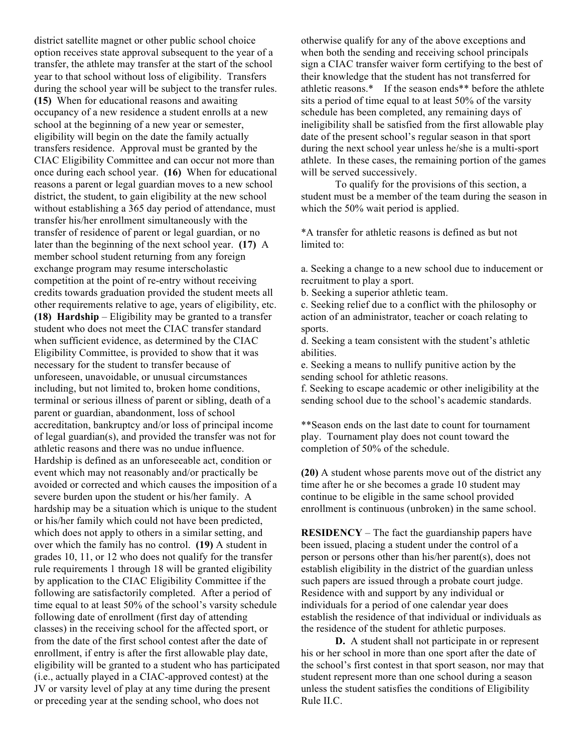district satellite magnet or other public school choice option receives state approval subsequent to the year of a transfer, the athlete may transfer at the start of the school year to that school without loss of eligibility. Transfers during the school year will be subject to the transfer rules. **(15)** When for educational reasons and awaiting occupancy of a new residence a student enrolls at a new school at the beginning of a new year or semester, eligibility will begin on the date the family actually transfers residence. Approval must be granted by the CIAC Eligibility Committee and can occur not more than once during each school year. **(16)** When for educational reasons a parent or legal guardian moves to a new school district, the student, to gain eligibility at the new school without establishing a 365 day period of attendance, must transfer his/her enrollment simultaneously with the transfer of residence of parent or legal guardian, or no later than the beginning of the next school year. **(17)** A member school student returning from any foreign exchange program may resume interscholastic competition at the point of re-entry without receiving credits towards graduation provided the student meets all other requirements relative to age, years of eligibility, etc. **(18) Hardship** – Eligibility may be granted to a transfer student who does not meet the CIAC transfer standard when sufficient evidence, as determined by the CIAC Eligibility Committee, is provided to show that it was necessary for the student to transfer because of unforeseen, unavoidable, or unusual circumstances including, but not limited to, broken home conditions, terminal or serious illness of parent or sibling, death of a parent or guardian, abandonment, loss of school accreditation, bankruptcy and/or loss of principal income of legal guardian(s), and provided the transfer was not for athletic reasons and there was no undue influence. Hardship is defined as an unforeseeable act, condition or event which may not reasonably and/or practically be avoided or corrected and which causes the imposition of a severe burden upon the student or his/her family. A hardship may be a situation which is unique to the student or his/her family which could not have been predicted, which does not apply to others in a similar setting, and over which the family has no control. **(19)** A student in grades 10, 11, or 12 who does not qualify for the transfer rule requirements 1 through 18 will be granted eligibility by application to the CIAC Eligibility Committee if the following are satisfactorily completed. After a period of time equal to at least 50% of the school's varsity schedule following date of enrollment (first day of attending classes) in the receiving school for the affected sport, or from the date of the first school contest after the date of enrollment, if entry is after the first allowable play date, eligibility will be granted to a student who has participated (i.e., actually played in a CIAC-approved contest) at the JV or varsity level of play at any time during the present or preceding year at the sending school, who does not otherwise qualify for any of the above exceptions and when both the sending and receiving school principals sign a CIAC transfer waiver form certifying to the best of their knowledge that the student has not transferred for athletic reasons.* If the season ends** before the athlete sits a period of time equal to at least 50% of the varsity schedule has been completed, any remaining days of ineligibility shall be satisfied from the first allowable play date of the present school's regular season in that sport during the next school year unless he/she is a multi-sport athlete. In these cases, the remaining portion of the games will be served successively.

To qualify for the provisions of this section, a student must be a member of the team during the season in which the 50% wait period is applied.

*A transfer for athletic reasons is defined as but not limited to:

a. Seeking a change to a new school due to inducement or recruitment to play a sport.
b. Seeking a superior athletic team.
c. Seeking relief due to a conflict with the philosophy or action of an administrator, teacher or coach relating to sports.
d. Seeking a team consistent with the student's athletic abilities.
e. Seeking a means to nullify punitive action by the sending school for athletic reasons.
f. Seeking to escape academic or other ineligibility at the sending school due to the school's academic standards.

**Season ends on the last date to count for tournament play. Tournament play does not count toward the completion of 50% of the schedule.

**(20)** A student whose parents move out of the district any time after he or she becomes a grade 10 student may continue to be eligible in the same school provided enrollment is continuous (unbroken) in the same school.

**RESIDENCY** – The fact the guardianship papers have been issued, placing a student under the control of a person or persons other than his/her parent(s), does not establish eligibility in the district of the guardian unless such papers are issued through a probate court judge. Residence with and support by any individual or individuals for a period of one calendar year does establish the residence of that individual or individuals as the residence of the student for athletic purposes.

**D.** A student shall not participate in or represent his or her school in more than one sport after the date of the school's first contest in that sport season, nor may that student represent more than one school during a season unless the student satisfies the conditions of Eligibility Rule II.C.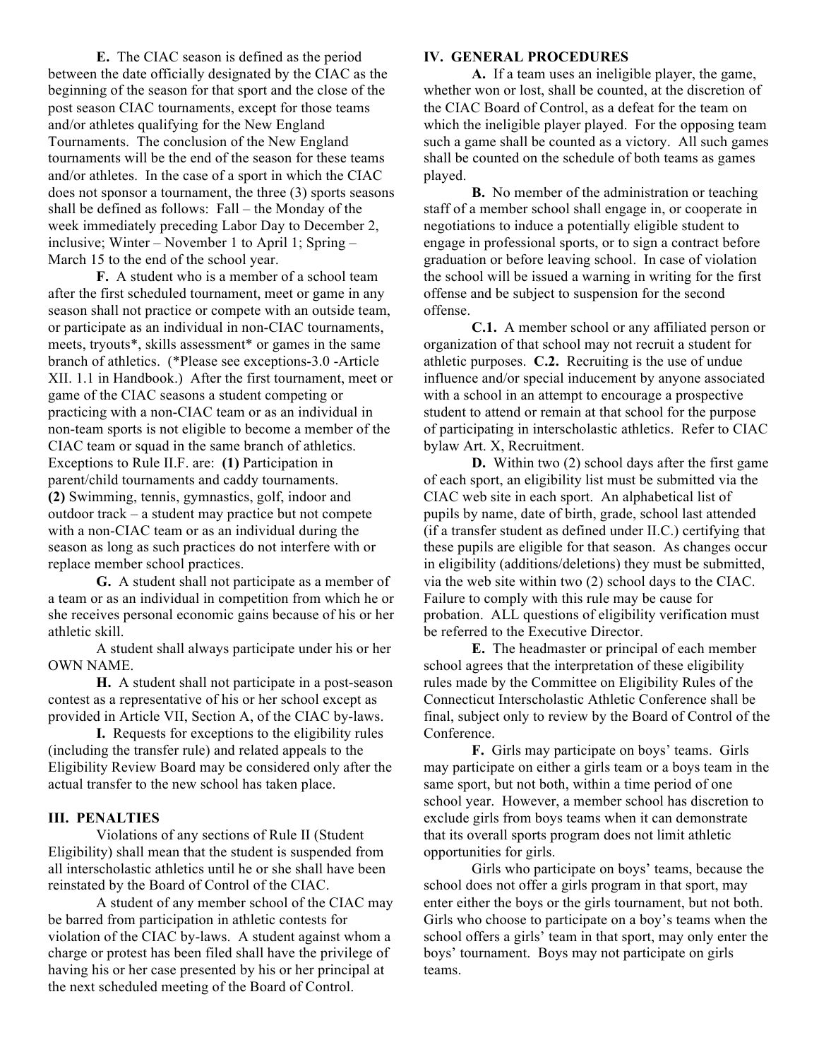**E.** The CIAC season is defined as the period between the date officially designated by the CIAC as the beginning of the season for that sport and the close of the post season CIAC tournaments, except for those teams and/or athletes qualifying for the New England Tournaments. The conclusion of the New England tournaments will be the end of the season for these teams and/or athletes. In the case of a sport in which the CIAC does not sponsor a tournament, the three (3) sports seasons shall be defined as follows: Fall – the Monday of the week immediately preceding Labor Day to December 2, inclusive; Winter – November 1 to April 1; Spring – March 15 to the end of the school year.

**F.** A student who is a member of a school team after the first scheduled tournament, meet or game in any season shall not practice or compete with an outside team, or participate as an individual in non-CIAC tournaments, meets, tryouts*, skills assessment* or games in the same branch of athletics. (*Please see exceptions-3.0 -Article XII. 1.1 in Handbook.) After the first tournament, meet or game of the CIAC seasons a student competing or practicing with a non-CIAC team or as an individual in non-team sports is not eligible to become a member of the CIAC team or squad in the same branch of athletics. Exceptions to Rule II.F. are: **(1)** Participation in parent/child tournaments and caddy tournaments. **(2)** Swimming, tennis, gymnastics, golf, indoor and outdoor track – a student may practice but not compete with a non-CIAC team or as an individual during the season as long as such practices do not interfere with or replace member school practices.

**G.** A student shall not participate as a member of a team or as an individual in competition from which he or she receives personal economic gains because of his or her athletic skill.

A student shall always participate under his or her OWN NAME.

**H.** A student shall not participate in a post-season contest as a representative of his or her school except as provided in Article VII, Section A, of the CIAC by-laws.

**I.** Requests for exceptions to the eligibility rules (including the transfer rule) and related appeals to the Eligibility Review Board may be considered only after the actual transfer to the new school has taken place.

## III. PENALTIES

Violations of any sections of Rule II (Student Eligibility) shall mean that the student is suspended from all interscholastic athletics until he or she shall have been reinstated by the Board of Control of the CIAC.

A student of any member school of the CIAC may be barred from participation in athletic contests for violation of the CIAC by-laws. A student against whom a charge or protest has been filed shall have the privilege of having his or her case presented by his or her principal at the next scheduled meeting of the Board of Control.

## IV. GENERAL PROCEDURES

**A.** If a team uses an ineligible player, the game, whether won or lost, shall be counted, at the discretion of the CIAC Board of Control, as a defeat for the team on which the ineligible player played. For the opposing team such a game shall be counted as a victory. All such games shall be counted on the schedule of both teams as games played.

**B.** No member of the administration or teaching staff of a member school shall engage in, or cooperate in negotiations to induce a potentially eligible student to engage in professional sports, or to sign a contract before graduation or before leaving school. In case of violation the school will be issued a warning in writing for the first offense and be subject to suspension for the second offense.

**C.1.** A member school or any affiliated person or organization of that school may not recruit a student for athletic purposes. **C.2.** Recruiting is the use of undue influence and/or special inducement by anyone associated with a school in an attempt to encourage a prospective student to attend or remain at that school for the purpose of participating in interscholastic athletics. Refer to CIAC bylaw Art. X, Recruitment.

**D.** Within two (2) school days after the first game of each sport, an eligibility list must be submitted via the CIAC web site in each sport. An alphabetical list of pupils by name, date of birth, grade, school last attended (if a transfer student as defined under II.C.) certifying that these pupils are eligible for that season. As changes occur in eligibility (additions/deletions) they must be submitted, via the web site within two (2) school days to the CIAC. Failure to comply with this rule may be cause for probation. ALL questions of eligibility verification must be referred to the Executive Director.

**E.** The headmaster or principal of each member school agrees that the interpretation of these eligibility rules made by the Committee on Eligibility Rules of the Connecticut Interscholastic Athletic Conference shall be final, subject only to review by the Board of Control of the Conference.

**F.** Girls may participate on boys' teams. Girls may participate on either a girls team or a boys team in the same sport, but not both, within a time period of one school year. However, a member school has discretion to exclude girls from boys teams when it can demonstrate that its overall sports program does not limit athletic opportunities for girls.

Girls who participate on boys' teams, because the school does not offer a girls program in that sport, may enter either the boys or the girls tournament, but not both. Girls who choose to participate on a boy's teams when the school offers a girls' team in that sport, may only enter the boys' tournament. Boys may not participate on girls teams.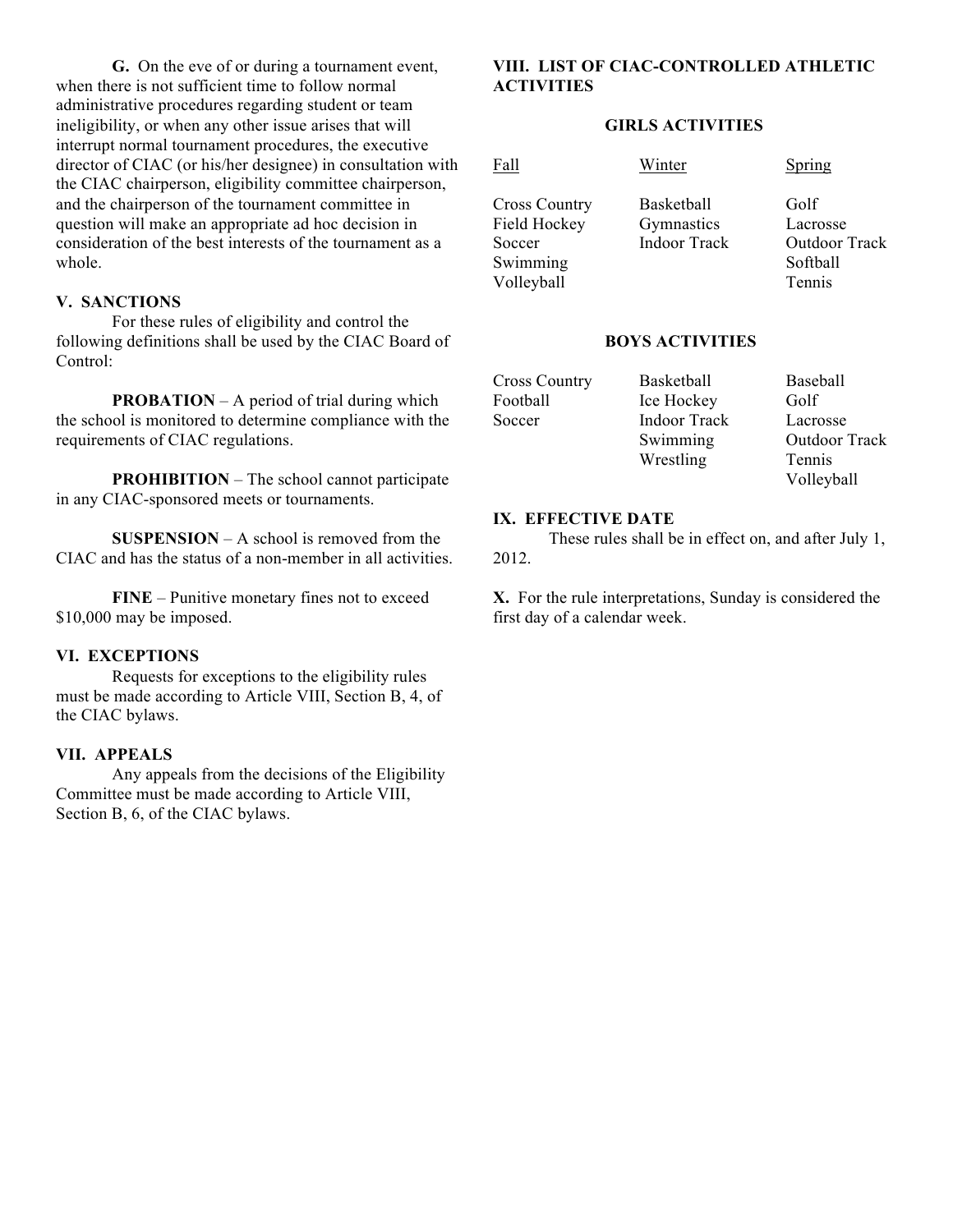**G.** On the eve of or during a tournament event, when there is not sufficient time to follow normal administrative procedures regarding student or team ineligibility, or when any other issue arises that will interrupt normal tournament procedures, the executive director of CIAC (or his/her designee) in consultation with the CIAC chairperson, eligibility committee chairperson, and the chairperson of the tournament committee in question will make an appropriate ad hoc decision in consideration of the best interests of the tournament as a whole.

## V. SANCTIONS

For these rules of eligibility and control the following definitions shall be used by the CIAC Board of Control:

**PROBATION** – A period of trial during which the school is monitored to determine compliance with the requirements of CIAC regulations.

**PROHIBITION** – The school cannot participate in any CIAC-sponsored meets or tournaments.

**SUSPENSION** – A school is removed from the CIAC and has the status of a non-member in all activities.

**FINE** – Punitive monetary fines not to exceed $10,000 may be imposed.

## VI. EXCEPTIONS

Requests for exceptions to the eligibility rules must be made according to Article VIII, Section B, 4, of the CIAC bylaws.

## VII. APPEALS

Any appeals from the decisions of the Eligibility Committee must be made according to Article VIII, Section B, 6, of the CIAC bylaws.

## VIII. LIST OF CIAC-CONTROLLED ATHLETIC ACTIVITIES

### GIRLS ACTIVITIES

| Fall | Winter | Spring |
|---|---|---|
| Cross Country | Basketball | Golf |
| Field Hockey | Gymnastics | Lacrosse |
| Soccer | Indoor Track | Outdoor Track |
| Swimming | | Softball |
| Volleyball | | Tennis |

### BOYS ACTIVITIES

| | | |
|---|---|---|
| Cross Country | Basketball | Baseball |
| Football | Ice Hockey | Golf |
| Soccer | Indoor Track | Lacrosse |
| | Swimming | Outdoor Track |
| | Wrestling | Tennis |
| | | Volleyball |

## IX. EFFECTIVE DATE

These rules shall be in effect on, and after July 1, 2012.

**X.** For the rule interpretations, Sunday is considered the first day of a calendar week.